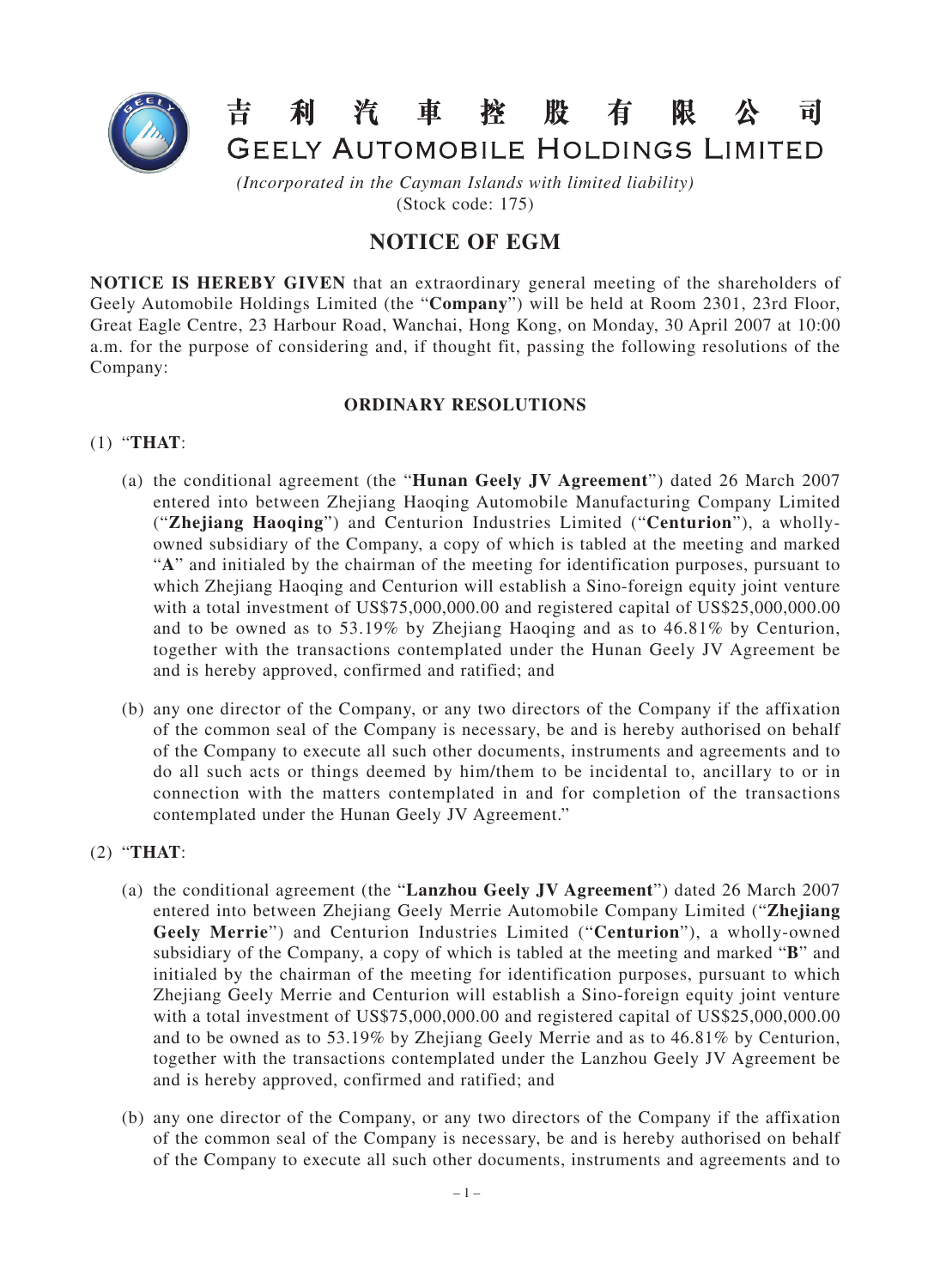# 吉 利 汽 車 控 股 有 限 公 司
# GEELY AUTOMOBILE HOLDINGS LIMITED

*(Incorporated in the Cayman Islands with limited liability)*
(Stock code: 175)

## NOTICE OF EGM

**NOTICE IS HEREBY GIVEN** that an extraordinary general meeting of the shareholders of Geely Automobile Holdings Limited (the "**Company**") will be held at Room 2301, 23rd Floor, Great Eagle Centre, 23 Harbour Road, Wanchai, Hong Kong, on Monday, 30 April 2007 at 10:00 a.m. for the purpose of considering and, if thought fit, passing the following resolutions of the Company:

### ORDINARY RESOLUTIONS

(1) "**THAT**:

(a) the conditional agreement (the "**Hunan Geely JV Agreement**") dated 26 March 2007 entered into between Zhejiang Haoqing Automobile Manufacturing Company Limited ("**Zhejiang Haoqing**") and Centurion Industries Limited ("**Centurion**"), a wholly-owned subsidiary of the Company, a copy of which is tabled at the meeting and marked "**A**" and initialed by the chairman of the meeting for identification purposes, pursuant to which Zhejiang Haoqing and Centurion will establish a Sino-foreign equity joint venture with a total investment of US$75,000,000.00 and registered capital of US$25,000,000.00 and to be owned as to 53.19% by Zhejiang Haoqing and as to 46.81% by Centurion, together with the transactions contemplated under the Hunan Geely JV Agreement be and is hereby approved, confirmed and ratified; and

(b) any one director of the Company, or any two directors of the Company if the affixation of the common seal of the Company is necessary, be and is hereby authorised on behalf of the Company to execute all such other documents, instruments and agreements and to do all such acts or things deemed by him/them to be incidental to, ancillary to or in connection with the matters contemplated in and for completion of the transactions contemplated under the Hunan Geely JV Agreement."

(2) "**THAT**:

(a) the conditional agreement (the "**Lanzhou Geely JV Agreement**") dated 26 March 2007 entered into between Zhejiang Geely Merrie Automobile Company Limited ("**Zhejiang Geely Merrie**") and Centurion Industries Limited ("**Centurion**"), a wholly-owned subsidiary of the Company, a copy of which is tabled at the meeting and marked "**B**" and initialed by the chairman of the meeting for identification purposes, pursuant to which Zhejiang Geely Merrie and Centurion will establish a Sino-foreign equity joint venture with a total investment of US$75,000,000.00 and registered capital of US$25,000,000.00 and to be owned as to 53.19% by Zhejiang Geely Merrie and as to 46.81% by Centurion, together with the transactions contemplated under the Lanzhou Geely JV Agreement be and is hereby approved, confirmed and ratified; and

(b) any one director of the Company, or any two directors of the Company if the affixation of the common seal of the Company is necessary, be and is hereby authorised on behalf of the Company to execute all such other documents, instruments and agreements and to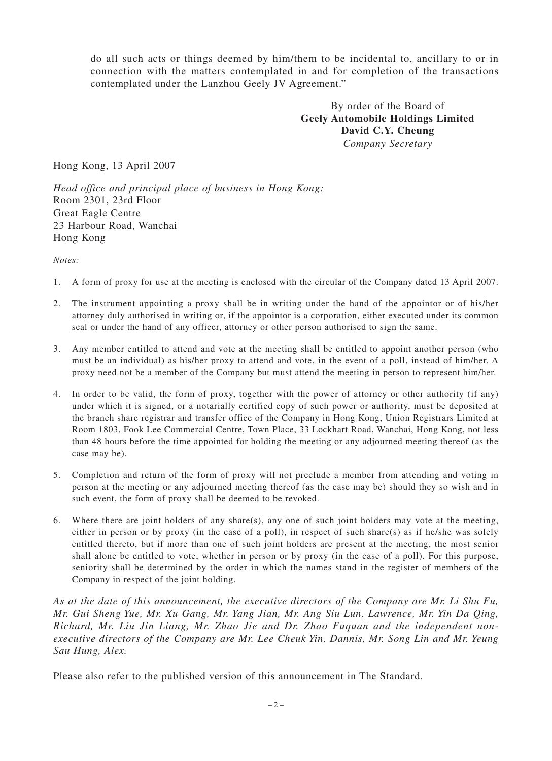do all such acts or things deemed by him/them to be incidental to, ancillary to or in connection with the matters contemplated in and for completion of the transactions contemplated under the Lanzhou Geely JV Agreement."

By order of the Board of
**Geely Automobile Holdings Limited**
**David C.Y. Cheung**
*Company Secretary*

Hong Kong, 13 April 2007

*Head office and principal place of business in Hong Kong:*
Room 2301, 23rd Floor
Great Eagle Centre
23 Harbour Road, Wanchai
Hong Kong

*Notes:*

1. A form of proxy for use at the meeting is enclosed with the circular of the Company dated 13 April 2007.
2. The instrument appointing a proxy shall be in writing under the hand of the appointor or of his/her attorney duly authorised in writing or, if the appointor is a corporation, either executed under its common seal or under the hand of any officer, attorney or other person authorised to sign the same.
3. Any member entitled to attend and vote at the meeting shall be entitled to appoint another person (who must be an individual) as his/her proxy to attend and vote, in the event of a poll, instead of him/her. A proxy need not be a member of the Company but must attend the meeting in person to represent him/her.
4. In order to be valid, the form of proxy, together with the power of attorney or other authority (if any) under which it is signed, or a notarially certified copy of such power or authority, must be deposited at the branch share registrar and transfer office of the Company in Hong Kong, Union Registrars Limited at Room 1803, Fook Lee Commercial Centre, Town Place, 33 Lockhart Road, Wanchai, Hong Kong, not less than 48 hours before the time appointed for holding the meeting or any adjourned meeting thereof (as the case may be).
5. Completion and return of the form of proxy will not preclude a member from attending and voting in person at the meeting or any adjourned meeting thereof (as the case may be) should they so wish and in such event, the form of proxy shall be deemed to be revoked.
6. Where there are joint holders of any share(s), any one of such joint holders may vote at the meeting, either in person or by proxy (in the case of a poll), in respect of such share(s) as if he/she was solely entitled thereto, but if more than one of such joint holders are present at the meeting, the most senior shall alone be entitled to vote, whether in person or by proxy (in the case of a poll). For this purpose, seniority shall be determined by the order in which the names stand in the register of members of the Company in respect of the joint holding.

*As at the date of this announcement, the executive directors of the Company are Mr. Li Shu Fu, Mr. Gui Sheng Yue, Mr. Xu Gang, Mr. Yang Jian, Mr. Ang Siu Lun, Lawrence, Mr. Yin Da Qing, Richard, Mr. Liu Jin Liang, Mr. Zhao Jie and Dr. Zhao Fuquan and the independent non-executive directors of the Company are Mr. Lee Cheuk Yin, Dannis, Mr. Song Lin and Mr. Yeung Sau Hung, Alex.*

Please also refer to the published version of this announcement in The Standard.